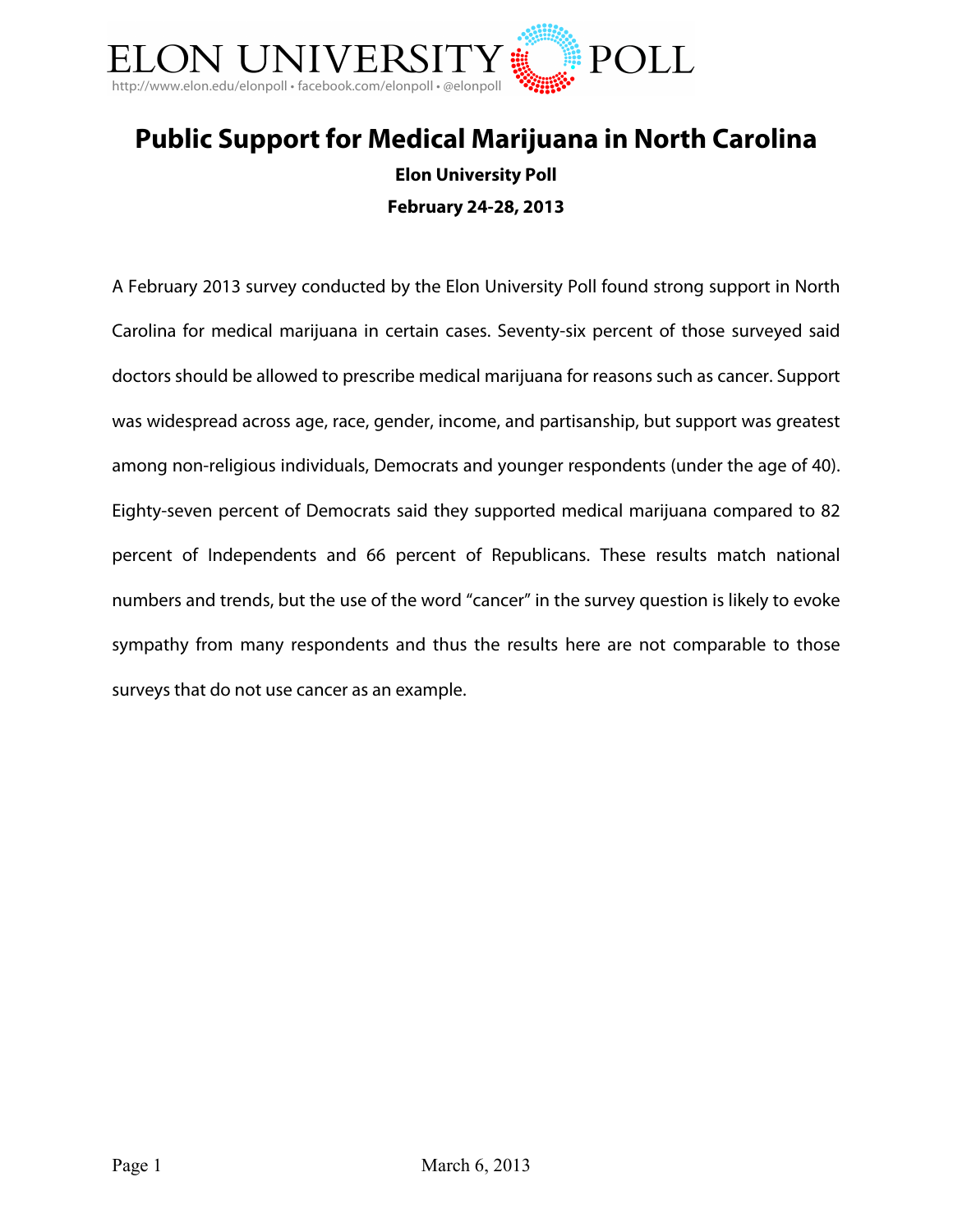ELON UNIVERSITY POLL

http://www.elon.edu/elonpoll • facebook.com/elonpoll • @elonpoll

# Public Support for Medical Marijuana in North Carolina

**Elon University Poll**

**February 24-28, 2013**

A February 2013 survey conducted by the Elon University Poll found strong support in North Carolina for medical marijuana in certain cases. Seventy-six percent of those surveyed said doctors should be allowed to prescribe medical marijuana for reasons such as cancer. Support was widespread across age, race, gender, income, and partisanship, but support was greatest among non-religious individuals, Democrats and younger respondents (under the age of 40). Eighty-seven percent of Democrats said they supported medical marijuana compared to 82 percent of Independents and 66 percent of Republicans. These results match national numbers and trends, but the use of the word "cancer" in the survey question is likely to evoke sympathy from many respondents and thus the results here are not comparable to those surveys that do not use cancer as an example.

March 6, 2013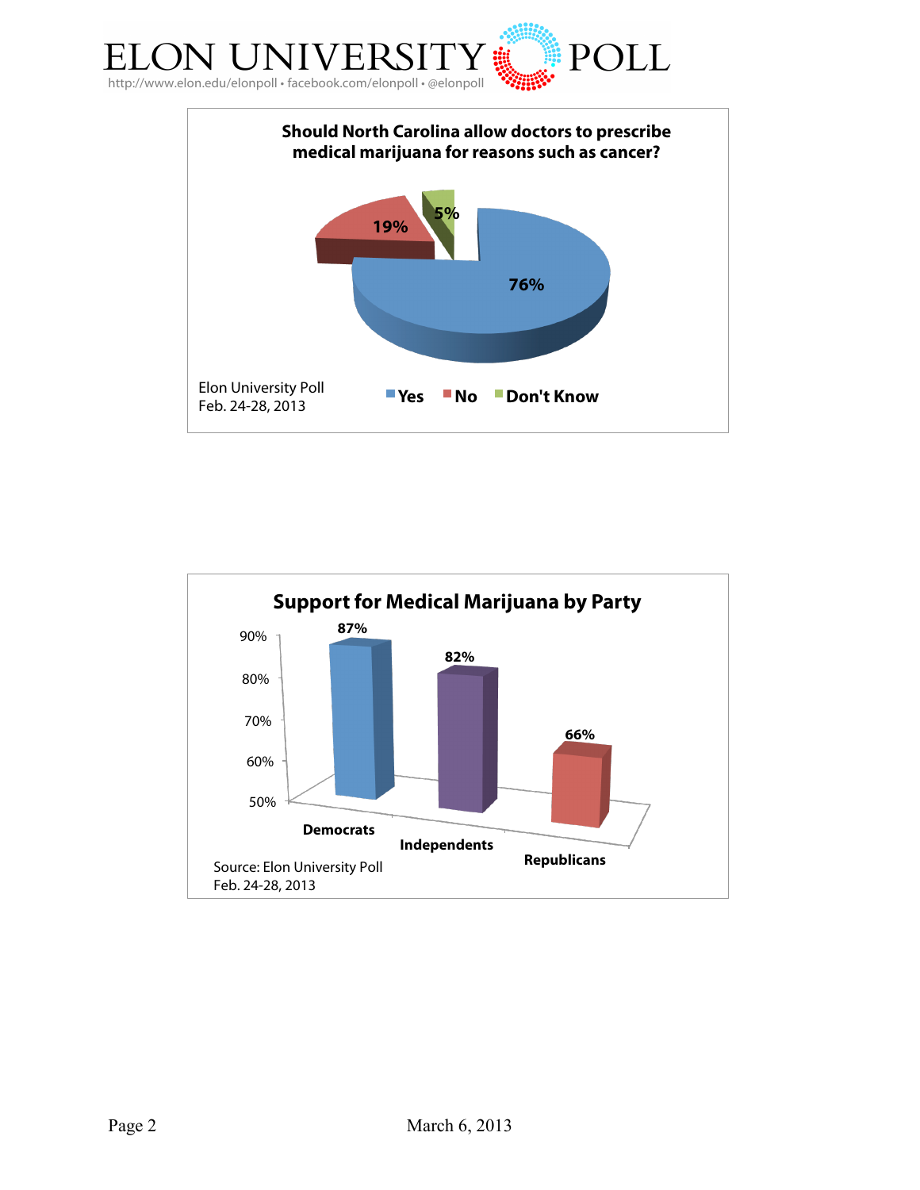**Should North Carolina allow doctors to prescribe medical marijuana for reasons such as cancer?**

| Response | Percent |
|---|---|
| Yes | 76% |
| No | 19% |
| Don't Know | 5% |

Elon University Poll
Feb. 24-28, 2013

**Support for Medical Marijuana by Party**

| Party | Support |
|---|---|
| Democrats | 87% |
| Independents | 82% |
| Republicans | 66% |

Source: Elon University Poll
Feb. 24-28, 2013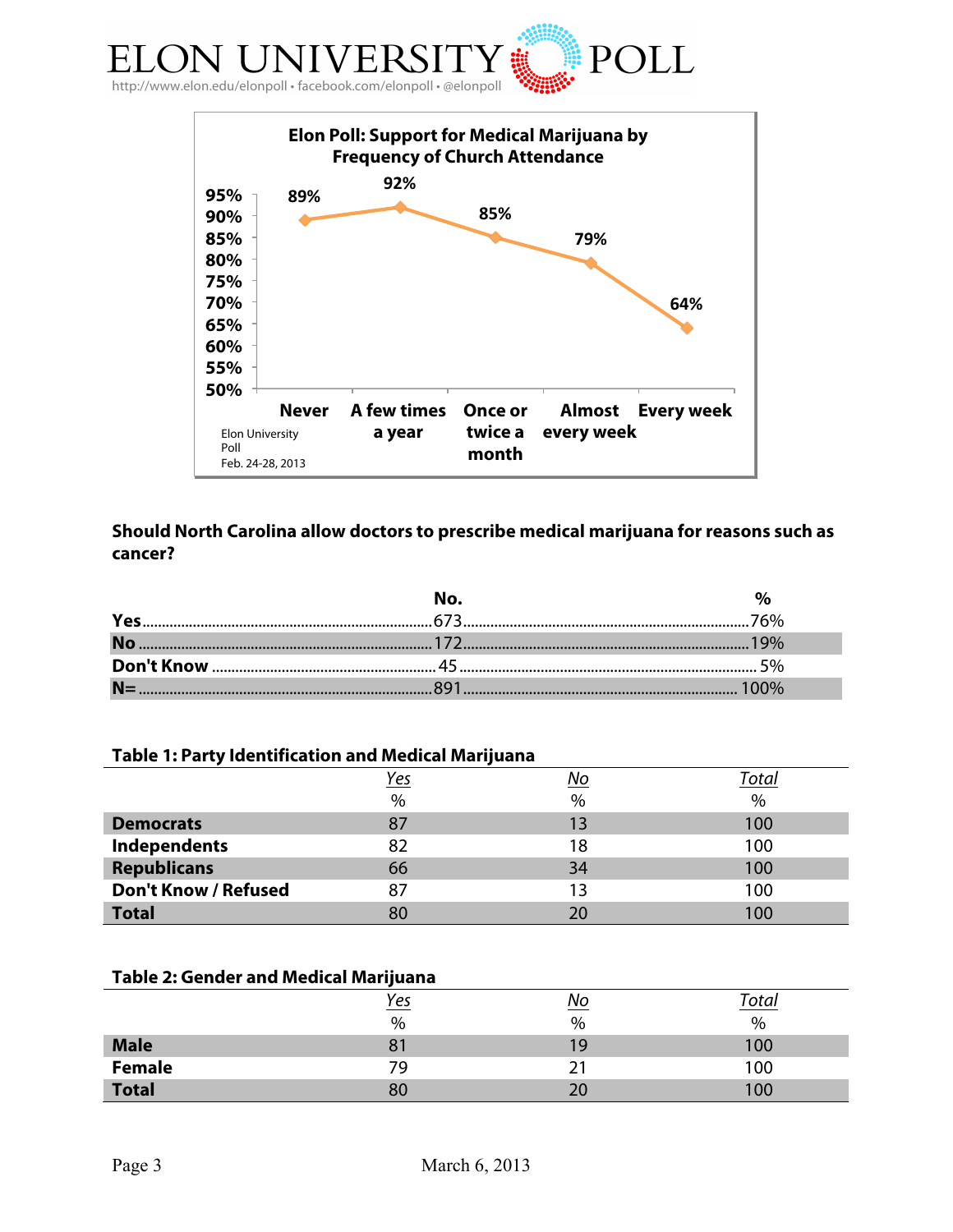**Elon Poll: Support for Medical Marijuana by Frequency of Church Attendance**

| Frequency of Church Attendance | Support |
|---|---|
| Never | 89% |
| A few times a year | 92% |
| Once or twice a month | 85% |
| Almost every week | 79% |
| Every week | 64% |

Elon University Poll
Feb. 24-28, 2013

**Should North Carolina allow doctors to prescribe medical marijuana for reasons such as cancer?**

| | No. | % |
|---|---|---|
| **Yes** | 673 | 76% |
| **No** | 172 | 19% |
| **Don't Know** | 45 | 5% |
| **N=** | 891 | 100% |

**Table 1: Party Identification and Medical Marijuana**

| | *Yes* | *No* | *Total* |
|---|---|---|---|
| | % | % | % |
| **Democrats** | 87 | 13 | 100 |
| **Independents** | 82 | 18 | 100 |
| **Republicans** | 66 | 34 | 100 |
| **Don't Know / Refused** | 87 | 13 | 100 |
| **Total** | 80 | 20 | 100 |

**Table 2: Gender and Medical Marijuana**

| | *Yes* | *No* | *Total* |
|---|---|---|---|
| | % | % | % |
| **Male** | 81 | 19 | 100 |
| **Female** | 79 | 21 | 100 |
| **Total** | 80 | 20 | 100 |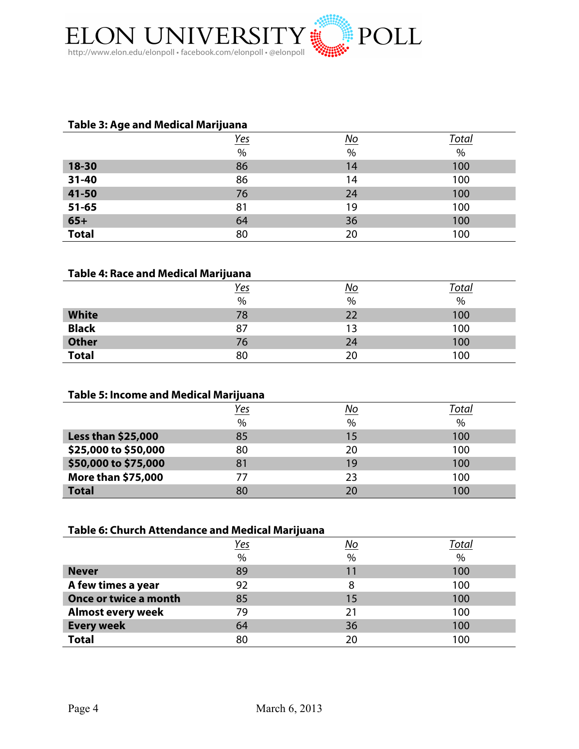### Table 3: Age and Medical Marijuana

| | *Yes* | *No* | *Total* |
|---|---|---|---|
| | % | % | % |
| **18-30** | 86 | 14 | 100 |
| **31-40** | 86 | 14 | 100 |
| **41-50** | 76 | 24 | 100 |
| **51-65** | 81 | 19 | 100 |
| **65+** | 64 | 36 | 100 |
| **Total** | 80 | 20 | 100 |

### Table 4: Race and Medical Marijuana

| | *Yes* | *No* | *Total* |
|---|---|---|---|
| | % | % | % |
| **White** | 78 | 22 | 100 |
| **Black** | 87 | 13 | 100 |
| **Other** | 76 | 24 | 100 |
| **Total** | 80 | 20 | 100 |

### Table 5: Income and Medical Marijuana

| | *Yes* | *No* | *Total* |
|---|---|---|---|
| | % | % | % |
| **Less than $25,000** | 85 | 15 | 100 |
| **$25,000 to $50,000** | 80 | 20 | 100 |
| **$50,000 to $75,000** | 81 | 19 | 100 |
| **More than $75,000** | 77 | 23 | 100 |
| **Total** | 80 | 20 | 100 |

### Table 6: Church Attendance and Medical Marijuana

| | *Yes* | *No* | *Total* |
|---|---|---|---|
| | % | % | % |
| **Never** | 89 | 11 | 100 |
| **A few times a year** | 92 | 8 | 100 |
| **Once or twice a month** | 85 | 15 | 100 |
| **Almost every week** | 79 | 21 | 100 |
| **Every week** | 64 | 36 | 100 |
| **Total** | 80 | 20 | 100 |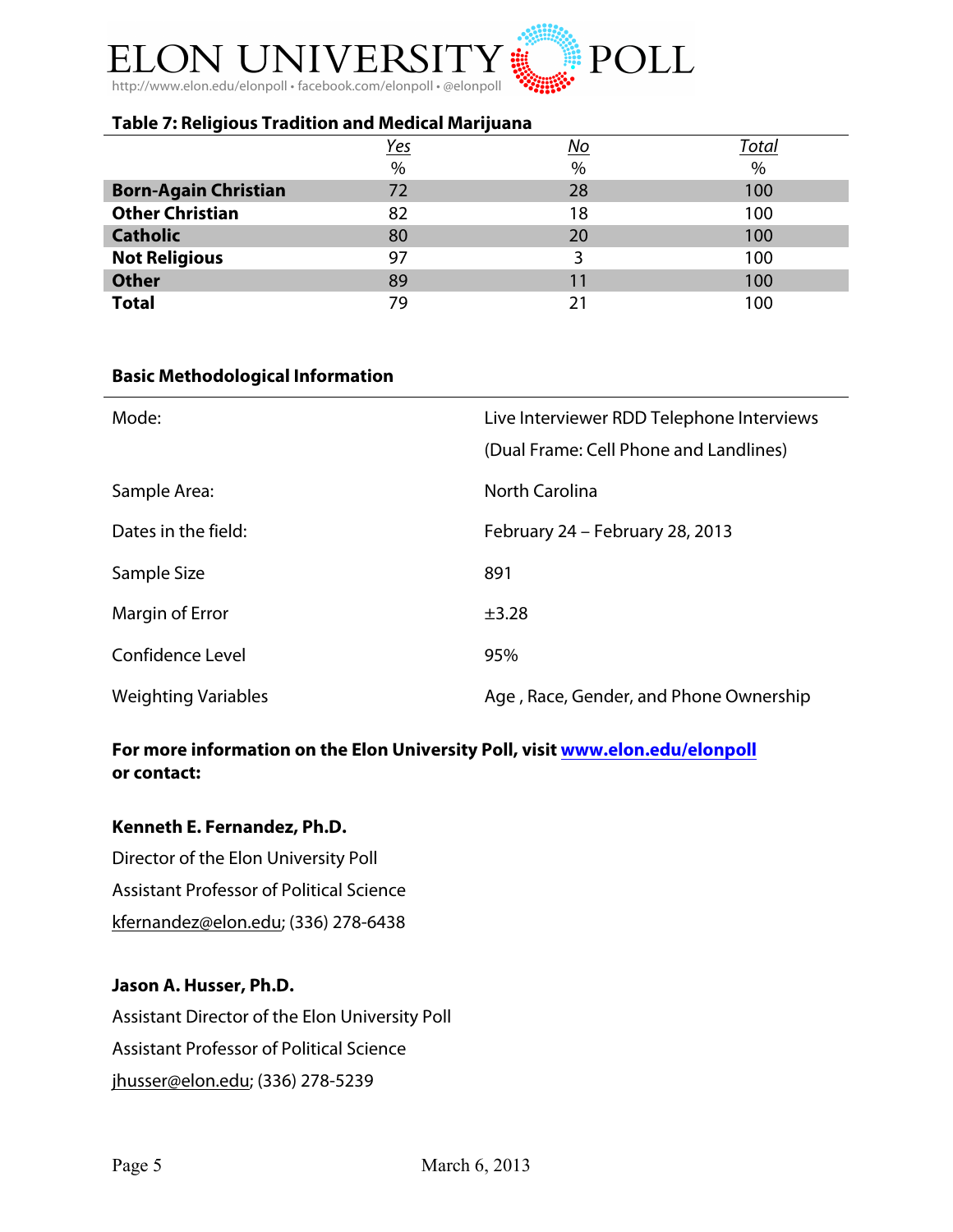### Table 7: Religious Tradition and Medical Marijuana

| | *Yes* | *No* | *Total* |
|---|---|---|---|
| | % | % | % |
| **Born-Again Christian** | 72 | 28 | 100 |
| **Other Christian** | 82 | 18 | 100 |
| **Catholic** | 80 | 20 | 100 |
| **Not Religious** | 97 | 3 | 100 |
| **Other** | 89 | 11 | 100 |
| **Total** | 79 | 21 | 100 |

### Basic Methodological Information

| | |
|---|---|
| Mode: | Live Interviewer RDD Telephone Interviews (Dual Frame: Cell Phone and Landlines) |
| Sample Area: | North Carolina |
| Dates in the field: | February 24 – February 28, 2013 |
| Sample Size | 891 |
| Margin of Error | ±3.28 |
| Confidence Level | 95% |
| Weighting Variables | Age , Race, Gender, and Phone Ownership |

**For more information on the Elon University Poll, visit www.elon.edu/elonpoll or contact:**

**Kenneth E. Fernandez, Ph.D.**
Director of the Elon University Poll
Assistant Professor of Political Science
kfernandez@elon.edu; (336) 278-6438

**Jason A. Husser, Ph.D.**
Assistant Director of the Elon University Poll
Assistant Professor of Political Science
jhusser@elon.edu; (336) 278-5239

March 6, 2013